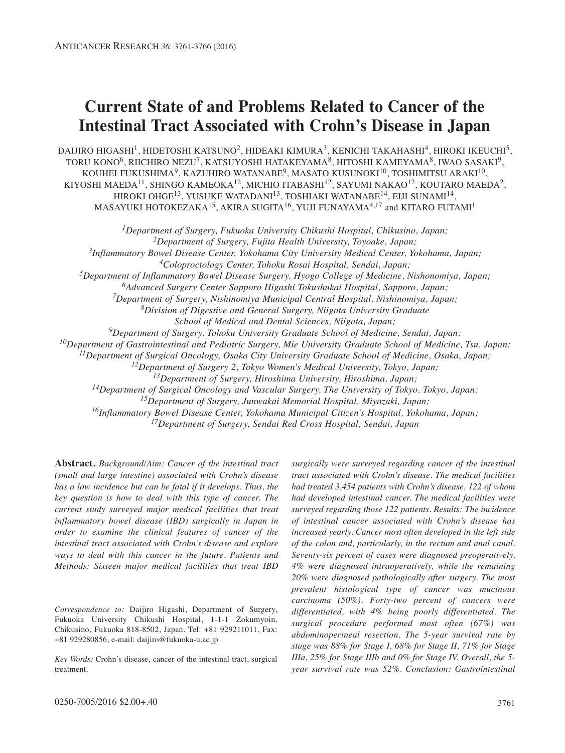# Current State of and Problems Related to Cancer of the Intestinal Tract Associated with Crohn's Disease in Japan

DAIJIRO HIGASHI[1], HIDETOSHI KATSUNO[2], HIDEAKI KIMURA[3], KENICHI TAKAHASHI[4], HIROKI IKEUCHI[5], TORU KONO[6], RIICHIRO NEZU[7], KATSUYOSHI HATAKEYAMA[8], HITOSHI KAMEYAMA[8], IWAO SASAKI[9], KOUHEI FUKUSHIMA[9], KAZUHIRO WATANABE[9], MASATO KUSUNOKI[10], TOSHIMITSU ARAKI[10], KIYOSHI MAEDA[11], SHINGO KAMEOKA[12], MICHIO ITABASHI[12], SAYUMI NAKAO[12], KOUTARO MAEDA[2], HIROKI OHGE[13], YUSUKE WATADANI[13], TOSHIAKI WATANABE[14], EIJI SUNAMI[14], MASAYUKI HOTOKEZAKA[15], AKIRA SUGITA[16], YUJI FUNAYAMA[4,17] and KITARO FUTAMI[1]

[1]*Department of Surgery, Fukuoka University Chikushi Hospital, Chikusino, Japan;*
[2]*Department of Surgery, Fujita Health University, Toyoake, Japan;*
[3]*Inflammatory Bowel Disease Center, Yokohama City University Medical Center, Yokohama, Japan;*
[4]*Coloproctology Center, Tohoku Rosai Hospital, Sendai, Japan;*
[5]*Department of Inflammatory Bowel Disease Surgery, Hyogo College of Medicine, Nishonomiya, Japan;*
[6]*Advanced Surgery Center Sapporo Higashi Tokushukai Hospital, Sapporo, Japan;*
[7]*Department of Surgery, Nishinomiya Municipal Central Hospital, Nishinomiya, Japan;*
[8]*Division of Digestive and General Surgery, Niigata University Graduate School of Medical and Dental Sciences, Niigata, Japan;*
[9]*Department of Surgery, Tohoku University Graduate School of Medicine, Sendai, Japan;*
[10]*Department of Gastrointestinal and Pediatric Surgery, Mie University Graduate School of Medicine, Tsu, Japan;*
[11]*Department of Surgical Oncology, Osaka City University Graduate School of Medicine, Osaka, Japan;*
[12]*Department of Surgery 2, Tokyo Women's Medical University, Tokyo, Japan;*
[13]*Department of Surgery, Hiroshima University, Hiroshima, Japan;*
[14]*Department of Surgical Oncology and Vascular Surgery, The University of Tokyo, Tokyo, Japan;*
[15]*Department of Surgery, Junwakai Memorial Hospital, Miyazaki, Japan;*
[16]*Inflammatory Bowel Disease Center, Yokohama Municipal Citizen's Hospital, Yokohama, Japan;*
[17]*Department of Surgery, Sendai Red Cross Hospital, Sendai, Japan*

**Abstract.** *Background/Aim: Cancer of the intestinal tract (small and large intestine) associated with Crohn's disease has a low incidence but can be fatal if it develops. Thus, the key question is how to deal with this type of cancer. The current study surveyed major medical facilities that treat inflammatory bowel disease (IBD) surgically in Japan in order to examine the clinical features of cancer of the intestinal tract associated with Crohn's disease and explore ways to deal with this cancer in the future. Patients and Methods: Sixteen major medical facilities that treat IBD surgically were surveyed regarding cancer of the intestinal tract associated with Crohn's disease. The medical facilities had treated 3,454 patients with Crohn's disease, 122 of whom had developed intestinal cancer. The medical facilities were surveyed regarding those 122 patients. Results: The incidence of intestinal cancer associated with Crohn's disease has increased yearly. Cancer most often developed in the left side of the colon and, particularly, in the rectum and anal canal. Seventy-six percent of cases were diagnosed preoperatively, 4% were diagnosed intraoperatively, while the remaining 20% were diagnosed pathologically after surgery. The most prevalent histological type of cancer was mucinous carcinoma (50%). Forty-two percent of cancers were differentiated, with 4% being poorly differentiated. The surgical procedure performed most often (67%) was abdominoperineal resection. The 5-year survival rate by stage was 88% for Stage I, 68% for Stage II, 71% for Stage IIIa, 25% for Stage IIIb and 0% for Stage IV. Overall, the 5-year survival rate was 52%. Conclusion: Gastrointestinal*

*Correspondence to:* Daijiro Higashi, Department of Surgery, Fukuoka University Chikushi Hospital, 1-1-1 Zokumyoin, Chikusino, Fukuoka 818-8502, Japan. Tel: +81 929211011, Fax: +81 929280856, e-mail: daijiro@fukuoka-u.ac.jp

*Key Words:* Crohn's disease, cancer of the intestinal tract, surgical treatment.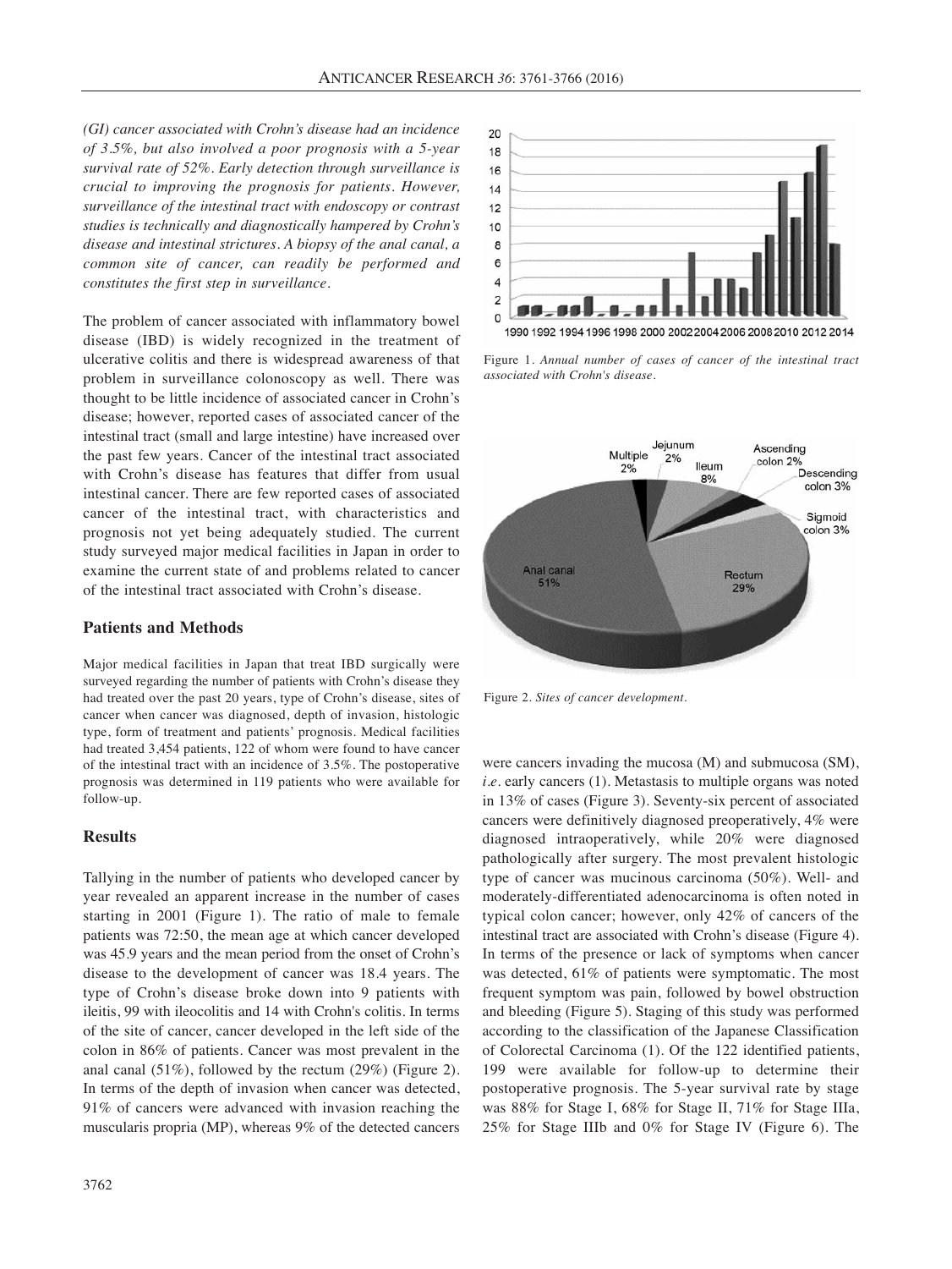*(GI) cancer associated with Crohn's disease had an incidence of 3.5%, but also involved a poor prognosis with a 5-year survival rate of 52%. Early detection through surveillance is crucial to improving the prognosis for patients. However, surveillance of the intestinal tract with endoscopy or contrast studies is technically and diagnostically hampered by Crohn's disease and intestinal strictures. A biopsy of the anal canal, a common site of cancer, can readily be performed and constitutes the first step in surveillance.*

The problem of cancer associated with inflammatory bowel disease (IBD) is widely recognized in the treatment of ulcerative colitis and there is widespread awareness of that problem in surveillance colonoscopy as well. There was thought to be little incidence of associated cancer in Crohn's disease; however, reported cases of associated cancer of the intestinal tract (small and large intestine) have increased over the past few years. Cancer of the intestinal tract associated with Crohn's disease has features that differ from usual intestinal cancer. There are few reported cases of associated cancer of the intestinal tract, with characteristics and prognosis not yet being adequately studied. The current study surveyed major medical facilities in Japan in order to examine the current state of and problems related to cancer of the intestinal tract associated with Crohn's disease.

## Patients and Methods

Major medical facilities in Japan that treat IBD surgically were surveyed regarding the number of patients with Crohn's disease they had treated over the past 20 years, type of Crohn's disease, sites of cancer when cancer was diagnosed, depth of invasion, histologic type, form of treatment and patients' prognosis. Medical facilities had treated 3,454 patients, 122 of whom were found to have cancer of the intestinal tract with an incidence of 3.5%. The postoperative prognosis was determined in 119 patients who were available for follow-up.

## Results

Tallying in the number of patients who developed cancer by year revealed an apparent increase in the number of cases starting in 2001 (Figure 1). The ratio of male to female patients was 72:50, the mean age at which cancer developed was 45.9 years and the mean period from the onset of Crohn's disease to the development of cancer was 18.4 years. The type of Crohn's disease broke down into 9 patients with ileitis, 99 with ileocolitis and 14 with Crohn's colitis. In terms of the site of cancer, cancer developed in the left side of the colon in 86% of patients. Cancer was most prevalent in the anal canal (51%), followed by the rectum (29%) (Figure 2). In terms of the depth of invasion when cancer was detected, 91% of cancers were advanced with invasion reaching the muscularis propria (MP), whereas 9% of the detected cancers were cancers invading the mucosa (M) and submucosa (SM), *i.e.* early cancers (1). Metastasis to multiple organs was noted in 13% of cases (Figure 3). Seventy-six percent of associated cancers were definitively diagnosed preoperatively, 4% were diagnosed intraoperatively, while 20% were diagnosed pathologically after surgery. The most prevalent histologic type of cancer was mucinous carcinoma (50%). Well- and moderately-differentiated adenocarcinoma is often noted in typical colon cancer; however, only 42% of cancers of the intestinal tract are associated with Crohn's disease (Figure 4). In terms of the presence or lack of symptoms when cancer was detected, 61% of patients were symptomatic. The most frequent symptom was pain, followed by bowel obstruction and bleeding (Figure 5). Staging of this study was performed according to the classification of the Japanese Classification of Colorectal Carcinoma (1). Of the 122 identified patients, 199 were available for follow-up to determine their postoperative prognosis. The 5-year survival rate by stage was 88% for Stage I, 68% for Stage II, 71% for Stage IIIa, 25% for Stage IIIb and 0% for Stage IV (Figure 6). The

Figure 1. *Annual number of cases of cancer of the intestinal tract associated with Crohn's disease.*

Figure 2. *Sites of cancer development.*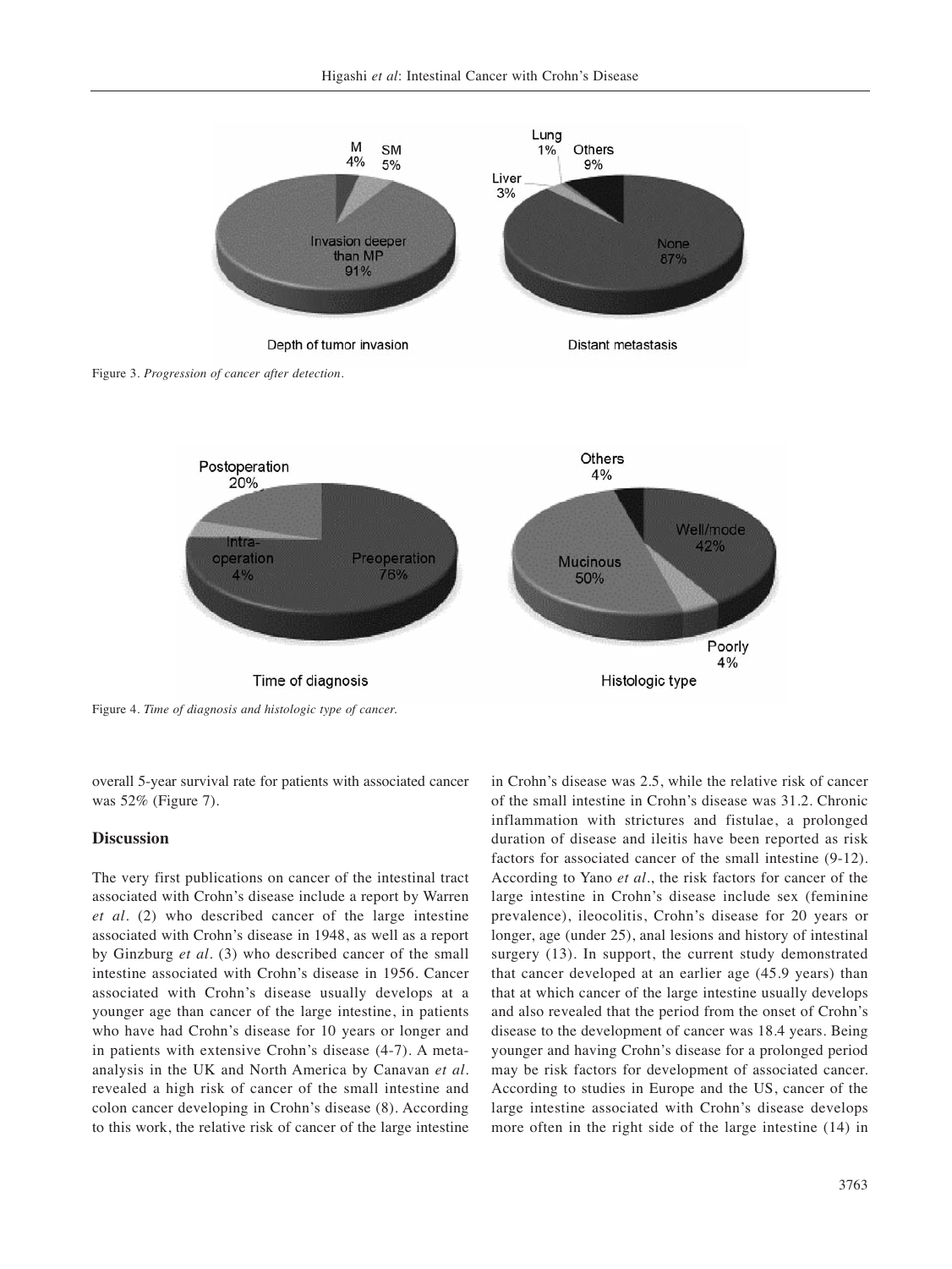Figure 3. *Progression of cancer after detection.*

Figure 4. *Time of diagnosis and histologic type of cancer.*

overall 5-year survival rate for patients with associated cancer was 52% (Figure 7).

## Discussion

The very first publications on cancer of the intestinal tract associated with Crohn's disease include a report by Warren *et al*. (2) who described cancer of the large intestine associated with Crohn's disease in 1948, as well as a report by Ginzburg *et al*. (3) who described cancer of the small intestine associated with Crohn's disease in 1956. Cancer associated with Crohn's disease usually develops at a younger age than cancer of the large intestine, in patients who have had Crohn's disease for 10 years or longer and in patients with extensive Crohn's disease (4-7). A meta-analysis in the UK and North America by Canavan *et al*. revealed a high risk of cancer of the small intestine and colon cancer developing in Crohn's disease (8). According to this work, the relative risk of cancer of the large intestine in Crohn's disease was 2.5, while the relative risk of cancer of the small intestine in Crohn's disease was 31.2. Chronic inflammation with strictures and fistulae, a prolonged duration of disease and ileitis have been reported as risk factors for associated cancer of the small intestine (9-12). According to Yano *et al*., the risk factors for cancer of the large intestine in Crohn's disease include sex (feminine prevalence), ileocolitis, Crohn's disease for 20 years or longer, age (under 25), anal lesions and history of intestinal surgery (13). In support, the current study demonstrated that cancer developed at an earlier age (45.9 years) than that at which cancer of the large intestine usually develops and also revealed that the period from the onset of Crohn's disease to the development of cancer was 18.4 years. Being younger and having Crohn's disease for a prolonged period may be risk factors for development of associated cancer. According to studies in Europe and the US, cancer of the large intestine associated with Crohn's disease develops more often in the right side of the large intestine (14) in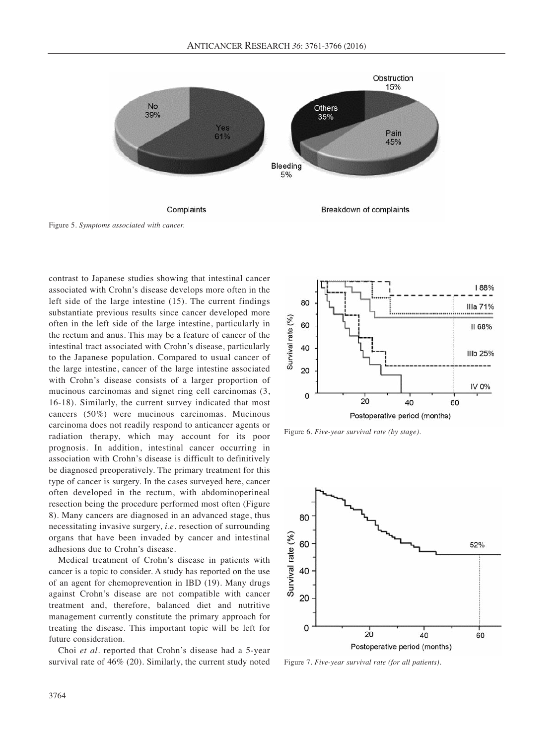Figure 5. *Symptoms associated with cancer.*

contrast to Japanese studies showing that intestinal cancer associated with Crohn's disease develops more often in the left side of the large intestine (15). The current findings substantiate previous results since cancer developed more often in the left side of the large intestine, particularly in the rectum and anus. This may be a feature of cancer of the intestinal tract associated with Crohn's disease, particularly to the Japanese population. Compared to usual cancer of the large intestine, cancer of the large intestine associated with Crohn's disease consists of a larger proportion of mucinous carcinomas and signet ring cell carcinomas (3, 16-18). Similarly, the current survey indicated that most cancers (50%) were mucinous carcinomas. Mucinous carcinoma does not readily respond to anticancer agents or radiation therapy, which may account for its poor prognosis. In addition, intestinal cancer occurring in association with Crohn's disease is difficult to definitively be diagnosed preoperatively. The primary treatment for this type of cancer is surgery. In the cases surveyed here, cancer often developed in the rectum, with abdominoperineal resection being the procedure performed most often (Figure 8). Many cancers are diagnosed in an advanced stage, thus necessitating invasive surgery, *i.e.* resection of surrounding organs that have been invaded by cancer and intestinal adhesions due to Crohn's disease.

Medical treatment of Crohn's disease in patients with cancer is a topic to consider. A study has reported on the use of an agent for chemoprevention in IBD (19). Many drugs against Crohn's disease are not compatible with cancer treatment and, therefore, balanced diet and nutritive management currently constitute the primary approach for treating the disease. This important topic will be left for future consideration.

Choi *et al*. reported that Crohn's disease had a 5-year survival rate of 46% (20). Similarly, the current study noted

Figure 6. *Five-year survival rate (by stage).*

Figure 7. *Five-year survival rate (for all patients).*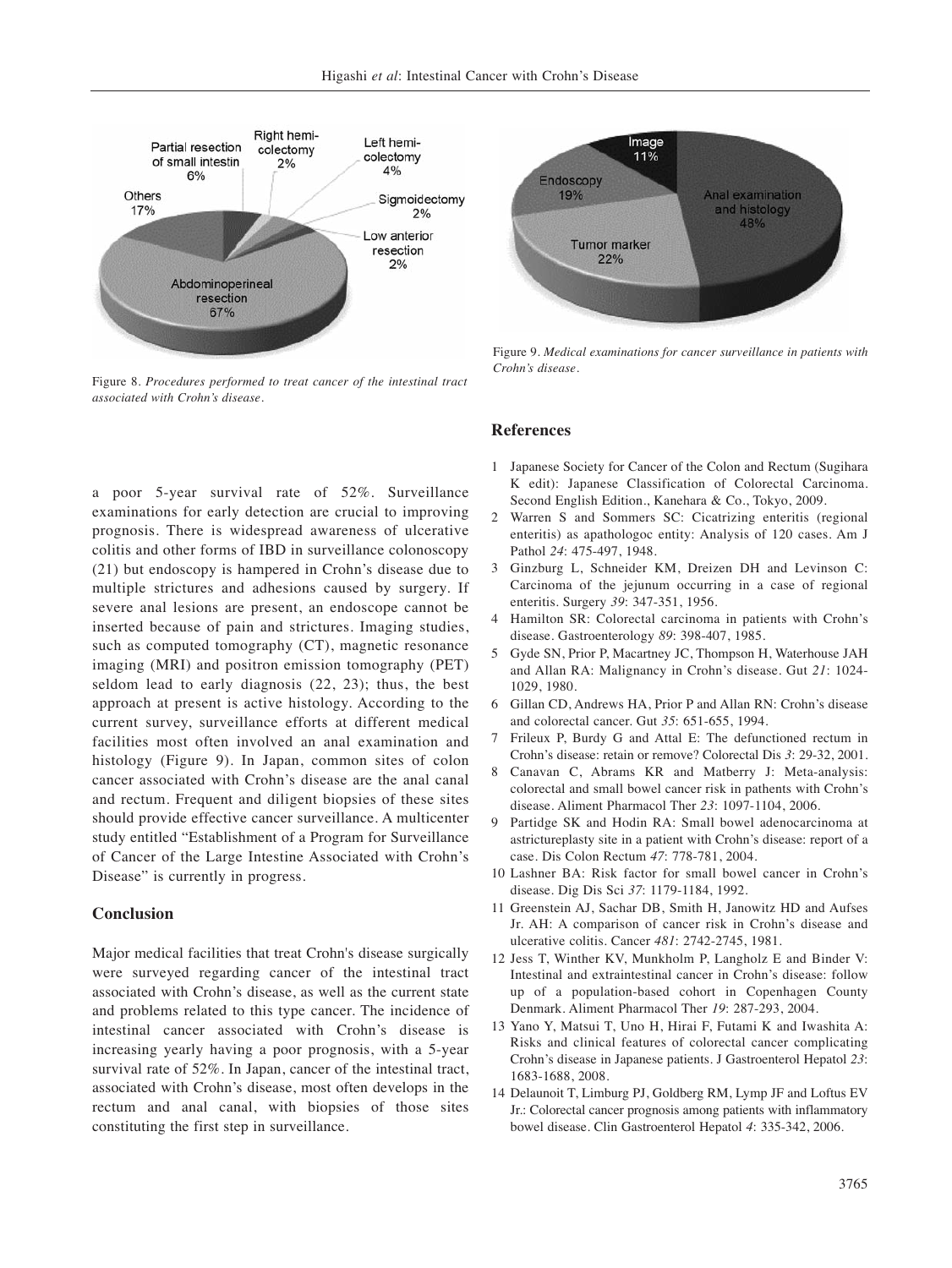Figure 8. *Procedures performed to treat cancer of the intestinal tract associated with Crohn's disease.*

Figure 9. *Medical examinations for cancer surveillance in patients with Crohn's disease.*

a poor 5-year survival rate of 52%. Surveillance examinations for early detection are crucial to improving prognosis. There is widespread awareness of ulcerative colitis and other forms of IBD in surveillance colonoscopy (21) but endoscopy is hampered in Crohn's disease due to multiple strictures and adhesions caused by surgery. If severe anal lesions are present, an endoscope cannot be inserted because of pain and strictures. Imaging studies, such as computed tomography (CT), magnetic resonance imaging (MRI) and positron emission tomography (PET) seldom lead to early diagnosis (22, 23); thus, the best approach at present is active histology. According to the current survey, surveillance efforts at different medical facilities most often involved an anal examination and histology (Figure 9). In Japan, common sites of colon cancer associated with Crohn's disease are the anal canal and rectum. Frequent and diligent biopsies of these sites should provide effective cancer surveillance. A multicenter study entitled "Establishment of a Program for Surveillance of Cancer of the Large Intestine Associated with Crohn's Disease" is currently in progress.

## Conclusion

Major medical facilities that treat Crohn's disease surgically were surveyed regarding cancer of the intestinal tract associated with Crohn's disease, as well as the current state and problems related to this type cancer. The incidence of intestinal cancer associated with Crohn's disease is increasing yearly having a poor prognosis, with a 5-year survival rate of 52%. In Japan, cancer of the intestinal tract, associated with Crohn's disease, most often develops in the rectum and anal canal, with biopsies of those sites constituting the first step in surveillance.

## References

1. Japanese Society for Cancer of the Colon and Rectum (Sugihara K edit): Japanese Classification of Colorectal Carcinoma. Second English Edition., Kanehara & Co., Tokyo, 2009.
2. Warren S and Sommers SC: Cicatrizing enteritis (regional enteritis) as apathologoc entity: Analysis of 120 cases. Am J Pathol *24*: 475-497, 1948.
3. Ginzburg L, Schneider KM, Dreizen DH and Levinson C: Carcinoma of the jejunum occurring in a case of regional enteritis. Surgery *39*: 347-351, 1956.
4. Hamilton SR: Colorectal carcinoma in patients with Crohn's disease. Gastroenterology *89*: 398-407, 1985.
5. Gyde SN, Prior P, Macartney JC, Thompson H, Waterhouse JAH and Allan RA: Malignancy in Crohn's disease. Gut *21*: 1024-1029, 1980.
6. Gillan CD, Andrews HA, Prior P and Allan RN: Crohn's disease and colorectal cancer. Gut *35*: 651-655, 1994.
7. Frileux P, Burdy G and Attal E: The defunctioned rectum in Crohn's disease: retain or remove? Colorectal Dis *3*: 29-32, 2001.
8. Canavan C, Abrams KR and Matberry J: Meta-analysis: colorectal and small bowel cancer risk in pathents with Crohn's disease. Aliment Pharmacol Ther *23*: 1097-1104, 2006.
9. Partidge SK and Hodin RA: Small bowel adenocarcinoma at astrictureplasty site in a patient with Crohn's disease: report of a case. Dis Colon Rectum *47*: 778-781, 2004.
10. Lashner BA: Risk factor for small bowel cancer in Crohn's disease. Dig Dis Sci *37*: 1179-1184, 1992.
11. Greenstein AJ, Sachar DB, Smith H, Janowitz HD and Aufses Jr. AH: A comparison of cancer risk in Crohn's disease and ulcerative colitis. Cancer *481*: 2742-2745, 1981.
12. Jess T, Winther KV, Munkholm P, Langholz E and Binder V: Intestinal and extraintestinal cancer in Crohn's disease: follow up of a population-based cohort in Copenhagen County Denmark. Aliment Pharmacol Ther *19*: 287-293, 2004.
13. Yano Y, Matsui T, Uno H, Hirai F, Futami K and Iwashita A: Risks and clinical features of colorectal cancer complicating Crohn's disease in Japanese patients. J Gastroenterol Hepatol *23*: 1683-1688, 2008.
14. Delaunoit T, Limburg PJ, Goldberg RM, Lymp JF and Loftus EV Jr.: Colorectal cancer prognosis among patients with inflammatory bowel disease. Clin Gastroenterol Hepatol *4*: 335-342, 2006.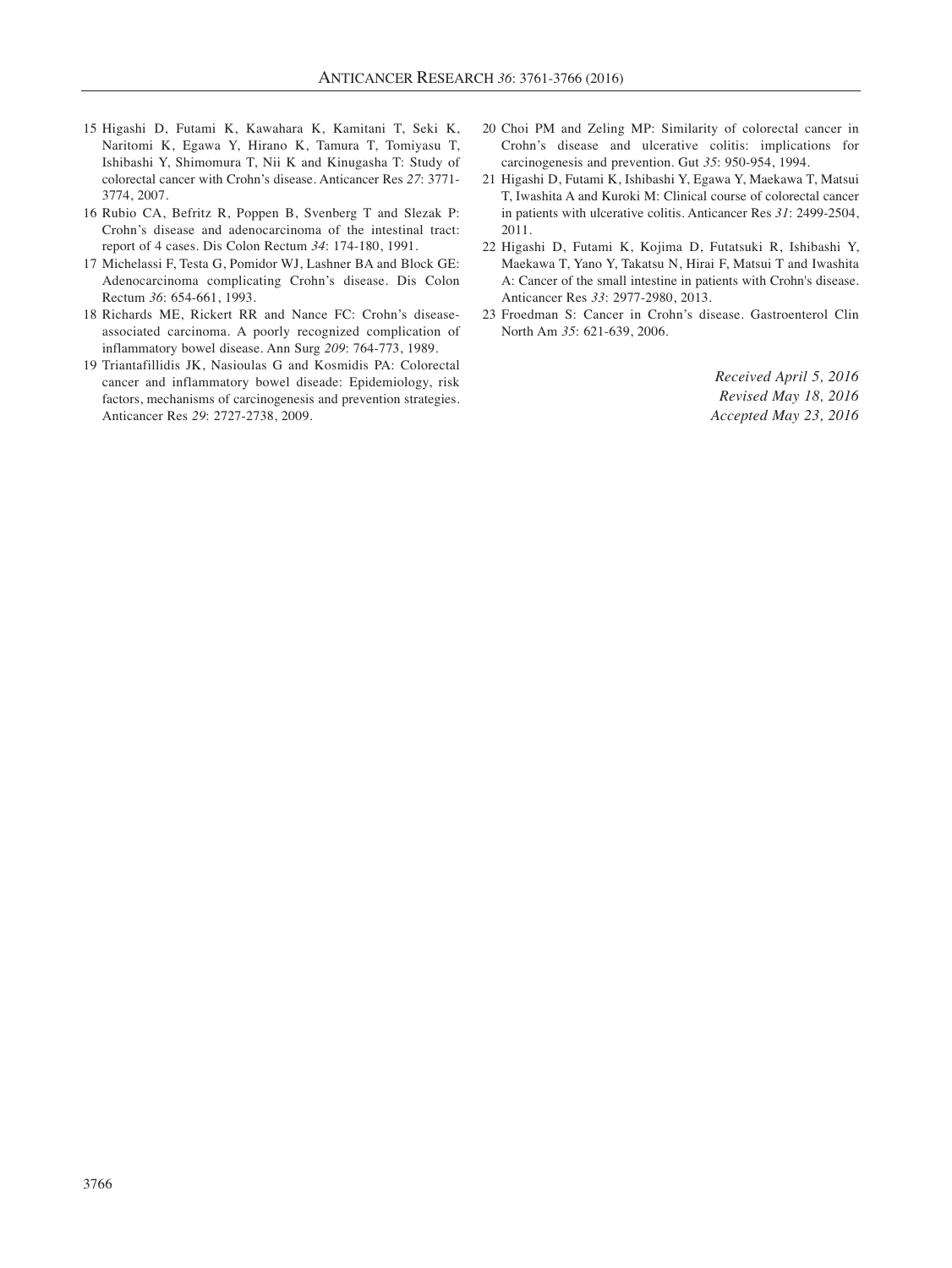15 Higashi D, Futami K, Kawahara K, Kamitani T, Seki K, Naritomi K, Egawa Y, Hirano K, Tamura T, Tomiyasu T, Ishibashi Y, Shimomura T, Nii K and Kinugasha T: Study of colorectal cancer with Crohn's disease. Anticancer Res *27*: 3771-3774, 2007.

16 Rubio CA, Befritz R, Poppen B, Svenberg T and Slezak P: Crohn's disease and adenocarcinoma of the intestinal tract: report of 4 cases. Dis Colon Rectum *34*: 174-180, 1991.

17 Michelassi F, Testa G, Pomidor WJ, Lashner BA and Block GE: Adenocarcinoma complicating Crohn's disease. Dis Colon Rectum *36*: 654-661, 1993.

18 Richards ME, Rickert RR and Nance FC: Crohn's disease-associated carcinoma. A poorly recognized complication of inflammatory bowel disease. Ann Surg *209*: 764-773, 1989.

19 Triantafillidis JK, Nasioulas G and Kosmidis PA: Colorectal cancer and inflammatory bowel diseade: Epidemiology, risk factors, mechanisms of carcinogenesis and prevention strategies. Anticancer Res *29*: 2727-2738, 2009.

20 Choi PM and Zeling MP: Similarity of colorectal cancer in Crohn's disease and ulcerative colitis: implications for carcinogenesis and prevention. Gut *35*: 950-954, 1994.

21 Higashi D, Futami K, Ishibashi Y, Egawa Y, Maekawa T, Matsui T, Iwashita A and Kuroki M: Clinical course of colorectal cancer in patients with ulcerative colitis. Anticancer Res *31*: 2499-2504, 2011.

22 Higashi D, Futami K, Kojima D, Futatsuki R, Ishibashi Y, Maekawa T, Yano Y, Takatsu N, Hirai F, Matsui T and Iwashita A: Cancer of the small intestine in patients with Crohn's disease. Anticancer Res *33*: 2977-2980, 2013.

23 Froedman S: Cancer in Crohn's disease. Gastroenterol Clin North Am *35*: 621-639, 2006.

*Received April 5, 2016*
*Revised May 18, 2016*
*Accepted May 23, 2016*